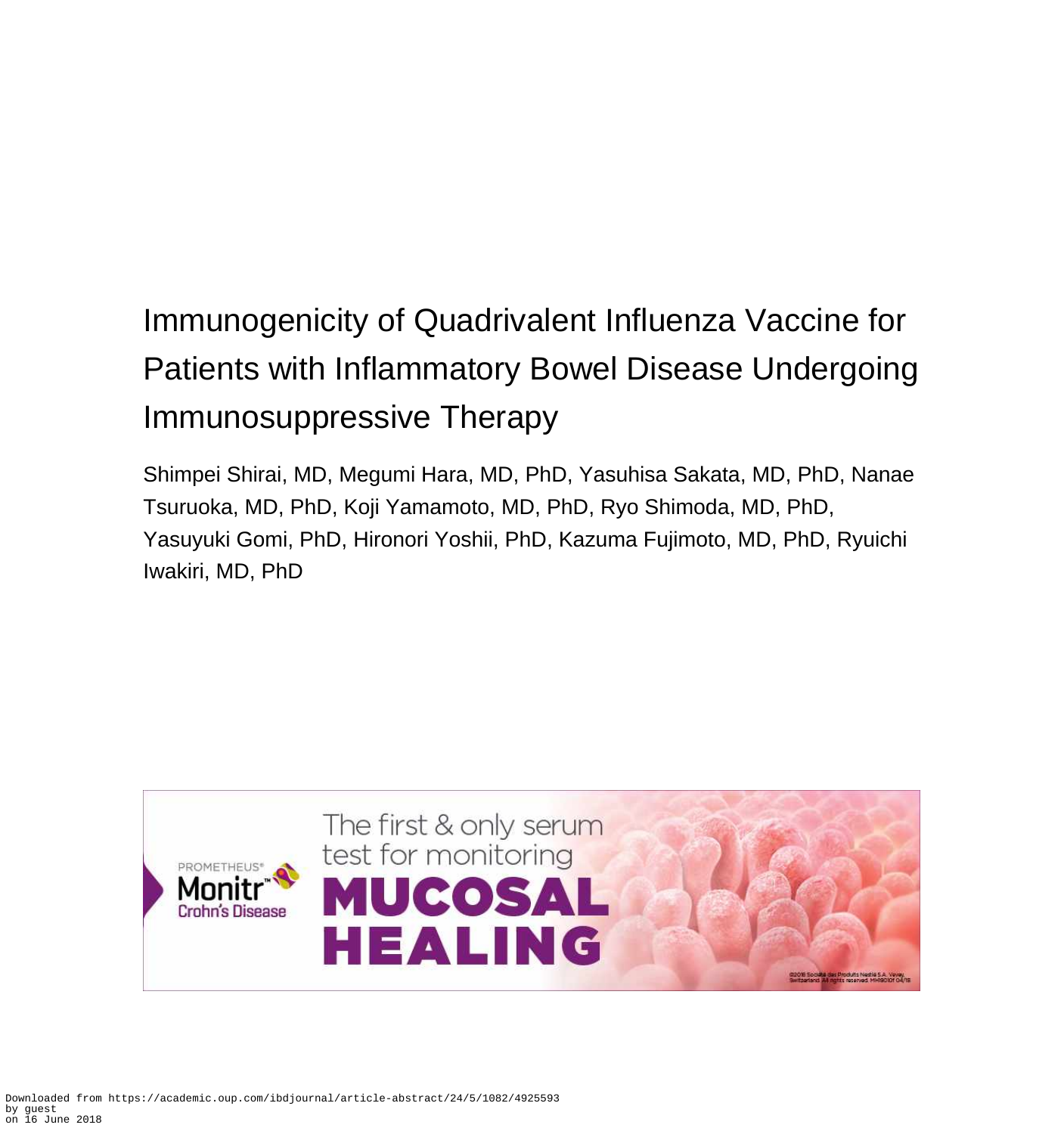# Immunogenicity of Quadrivalent Influenza Vaccine for Patients with Inflammatory Bowel Disease Undergoing Immunosuppressive Therapy

Shimpei Shirai, MD, Megumi Hara, MD, PhD, Yasuhisa Sakata, MD, PhD, Nanae Tsuruoka, MD, PhD, Koji Yamamoto, MD, PhD, Ryo Shimoda, MD, PhD, Yasuyuki Gomi, PhD, Hironori Yoshii, PhD, Kazuma Fujimoto, MD, PhD, Ryuichi Iwakiri, MD, PhD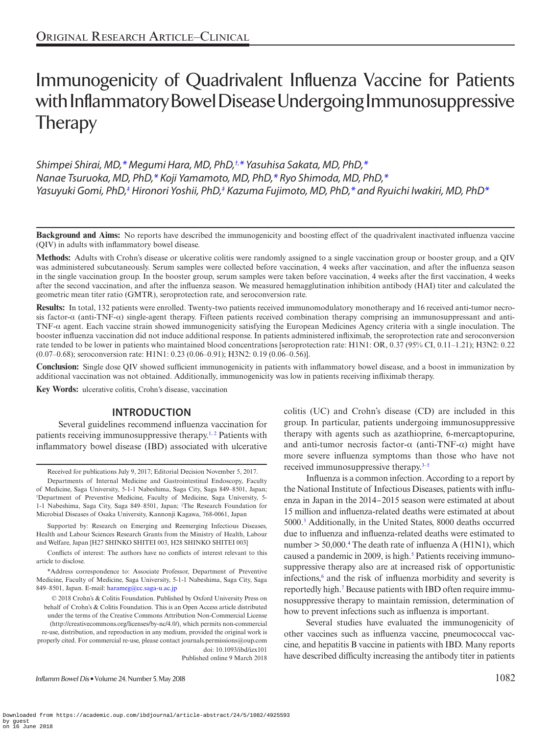# Immunogenicity of Quadrivalent Influenza Vaccine for Patients with Inflammatory Bowel Disease Undergoing Immunosuppressive Therapy

*Shimpei Shirai, MD,\* Megumi Hara, MD, PhD,†,\* Yasuhisa Sakata, MD, PhD,\* Nanae Tsuruoka, MD, PhD,\* Koji Yamamoto, MD, PhD,\* Ryo Shimoda, MD, PhD,\* Yasuyuki Gomi, PhD,‡ Hironori Yoshii, PhD,‡ Kazuma Fujimoto, MD, PhD,\* and Ryuichi Iwakiri, MD, PhD\**

**Background and Aims:** No reports have described the immunogenicity and boosting effect of the quadrivalent inactivated influenza vaccine (QIV) in adults with inflammatory bowel disease.

**Methods:** Adults with Crohn's disease or ulcerative colitis were randomly assigned to a single vaccination group or booster group, and a QIV was administered subcutaneously. Serum samples were collected before vaccination, 4 weeks after vaccination, and after the influenza season in the single vaccination group. In the booster group, serum samples were taken before vaccination, 4 weeks after the first vaccination, 4 weeks after the second vaccination, and after the influenza season. We measured hemagglutination inhibition antibody (HAI) titer and calculated the geometric mean titer ratio (GMTR), seroprotection rate, and seroconversion rate.

**Results:** In total, 132 patients were enrolled. Twenty-two patients received immunomodulatory monotherapy and 16 received anti-tumor necrosis factor-α (anti-TNF-α) single-agent therapy. Fifteen patients received combination therapy comprising an immunosuppressant and anti-TNF-α agent. Each vaccine strain showed immunogenicity satisfying the European Medicines Agency criteria with a single inoculation. The booster influenza vaccination did not induce additional response. In patients administered infliximab, the seroprotection rate and seroconversion rate tended to be lower in patients who maintained blood concentrations [seroprotection rate: H1N1: OR, 0.37 (95% CI, 0.11–1.21); H3N2: 0.22 (0.07–0.68); seroconversion rate: H1N1: 0.23 (0.06–0.91); H3N2: 0.19 (0.06–0.56)].

**Conclusion:** Single dose QIV showed sufficient immunogenicity in patients with inflammatory bowel disease, and a boost in immunization by additional vaccination was not obtained. Additionally, immunogenicity was low in patients receiving infliximab therapy.

**Key Words:** ulcerative colitis, Crohn's disease, vaccination

## INTRODUCTION

Several guidelines recommend influenza vaccination for patients receiving immunosuppressive therapy.[1,2] Patients with inflammatory bowel disease (IBD) associated with ulcerative colitis (UC) and Crohn's disease (CD) are included in this group. In particular, patients undergoing immunosuppressive therapy with agents such as azathioprine, 6-mercaptopurine, and anti-tumor necrosis factor-α (anti-TNF-α) might have more severe influenza symptoms than those who have not received immunosuppressive therapy.[3–5]

Influenza is a common infection. According to a report by the National Institute of Infectious Diseases, patients with influenza in Japan in the 2014–2015 season were estimated at about 15 million and influenza-related deaths were estimated at about 5000.[3] Additionally, in the United States, 8000 deaths occurred due to influenza and influenza-related deaths were estimated to number > 50,000.[4] The death rate of influenza A (H1N1), which caused a pandemic in 2009, is high.[5] Patients receiving immunosuppressive therapy also are at increased risk of opportunistic infections,[6] and the risk of influenza morbidity and severity is reportedly high.[7] Because patients with IBD often require immunosuppressive therapy to maintain remission, determination of how to prevent infections such as influenza is important.

Several studies have evaluated the immunogenicity of other vaccines such as influenza vaccine, pneumococcal vaccine, and hepatitis B vaccine in patients with IBD. Many reports have described difficulty increasing the antibody titer in patients

---

Received for publications July 9, 2017; Editorial Decision November 5, 2017.

Departments of Internal Medicine and Gastrointestinal Endoscopy, Faculty of Medicine, Saga University, 5-1-1 Nabeshima, Saga City, Saga 849–8501, Japan; †Department of Preventive Medicine, Faculty of Medicine, Saga University, 5-1-1 Nabeshima, Saga City, Saga 849–8501, Japan; ‡The Research Foundation for Microbial Diseases of Osaka University, Kannonji Kagawa, 768-0061, Japan

Supported by: Research on Emerging and Reemerging Infectious Diseases, Health and Labour Sciences Research Grants from the Ministry of Health, Labour and Welfare, Japan [H27 SHINKO SHITEI 003, H28 SHINKO SHITEI 003]

Conflicts of interest: The authors have no conflicts of interest relevant to this article to disclose.

\*Address correspondence to: Associate Professor, Department of Preventive Medicine, Faculty of Medicine, Saga University, 5-1-1 Nabeshima, Saga City, Saga 849–8501, Japan. E-mail: harameg@cc.saga-u.ac.jp

© 2018 Crohn's & Colitis Foundation. Published by Oxford University Press on behalf of Crohn's & Colitis Foundation. This is an Open Access article distributed under the terms of the Creative Commons Attribution Non-Commercial License (http://creativecommons.org/licenses/by-nc/4.0/), which permits non-commercial re-use, distribution, and reproduction in any medium, provided the original work is properly cited. For commercial re-use, please contact journals.permissions@oup.com

doi: 10.1093/ibd/izx101

Published online 9 March 2018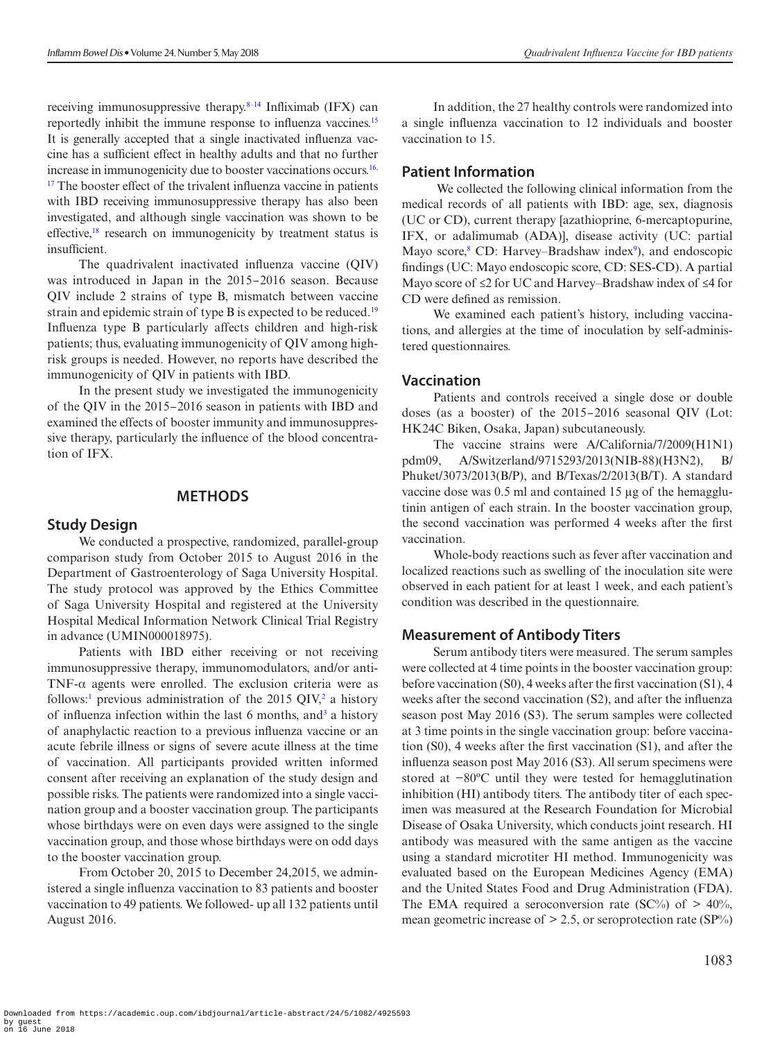receiving immunosuppressive therapy.[8–14] Infliximab (IFX) can reportedly inhibit the immune response to influenza vaccines.[15] It is generally accepted that a single inactivated influenza vaccine has a sufficient effect in healthy adults and that no further increase in immunogenicity due to booster vaccinations occurs.[16,17] The booster effect of the trivalent influenza vaccine in patients with IBD receiving immunosuppressive therapy has also been investigated, and although single vaccination was shown to be effective,[18] research on immunogenicity by treatment status is insufficient.

The quadrivalent inactivated influenza vaccine (QIV) was introduced in Japan in the 2015–2016 season. Because QIV include 2 strains of type B, mismatch between vaccine strain and epidemic strain of type B is expected to be reduced.[19] Influenza type B particularly affects children and high-risk patients; thus, evaluating immunogenicity of QIV among high-risk groups is needed. However, no reports have described the immunogenicity of QIV in patients with IBD.

In the present study we investigated the immunogenicity of the QIV in the 2015–2016 season in patients with IBD and examined the effects of booster immunity and immunosuppressive therapy, particularly the influence of the blood concentration of IFX.

## METHODS

### Study Design

We conducted a prospective, randomized, parallel-group comparison study from October 2015 to August 2016 in the Department of Gastroenterology of Saga University Hospital. The study protocol was approved by the Ethics Committee of Saga University Hospital and registered at the University Hospital Medical Information Network Clinical Trial Registry in advance (UMIN000018975).

Patients with IBD either receiving or not receiving immunosuppressive therapy, immunomodulators, and/or anti-TNF-α agents were enrolled. The exclusion criteria were as follows:[1] previous administration of the 2015 QIV,[2] a history of influenza infection within the last 6 months, and[3] a history of anaphylactic reaction to a previous influenza vaccine or an acute febrile illness or signs of severe acute illness at the time of vaccination. All participants provided written informed consent after receiving an explanation of the study design and possible risks. The patients were randomized into a single vaccination group and a booster vaccination group. The participants whose birthdays were on even days were assigned to the single vaccination group, and those whose birthdays were on odd days to the booster vaccination group.

From October 20, 2015 to December 24,2015, we administered a single influenza vaccination to 83 patients and booster vaccination to 49 patients. We followed- up all 132 patients until August 2016.

In addition, the 27 healthy controls were randomized into a single influenza vaccination to 12 individuals and booster vaccination to 15.

### Patient Information

We collected the following clinical information from the medical records of all patients with IBD: age, sex, diagnosis (UC or CD), current therapy [azathioprine, 6-mercaptopurine, IFX, or adalimumab (ADA)], disease activity (UC: partial Mayo score,[8] CD: Harvey–Bradshaw index[9]), and endoscopic findings (UC: Mayo endoscopic score, CD: SES-CD). A partial Mayo score of ≤2 for UC and Harvey–Bradshaw index of ≤4 for CD were defined as remission.

We examined each patient's history, including vaccinations, and allergies at the time of inoculation by self-administered questionnaires.

### Vaccination

Patients and controls received a single dose or double doses (as a booster) of the 2015–2016 seasonal QIV (Lot: HK24C Biken, Osaka, Japan) subcutaneously.

The vaccine strains were A/California/7/2009(H1N1) pdm09, A/Switzerland/9715293/2013(NIB-88)(H3N2), B/Phuket/3073/2013(B/P), and B/Texas/2/2013(B/T). A standard vaccine dose was 0.5 ml and contained 15 µg of the hemagglutinin antigen of each strain. In the booster vaccination group, the second vaccination was performed 4 weeks after the first vaccination.

Whole-body reactions such as fever after vaccination and localized reactions such as swelling of the inoculation site were observed in each patient for at least 1 week, and each patient's condition was described in the questionnaire.

### Measurement of Antibody Titers

Serum antibody titers were measured. The serum samples were collected at 4 time points in the booster vaccination group: before vaccination (S0), 4 weeks after the first vaccination (S1), 4 weeks after the second vaccination (S2), and after the influenza season post May 2016 (S3). The serum samples were collected at 3 time points in the single vaccination group: before vaccination (S0), 4 weeks after the first vaccination (S1), and after the influenza season post May 2016 (S3). All serum specimens were stored at −80ºC until they were tested for hemagglutination inhibition (HI) antibody titers. The antibody titer of each specimen was measured at the Research Foundation for Microbial Disease of Osaka University, which conducts joint research. HI antibody was measured with the same antigen as the vaccine using a standard microtiter HI method. Immunogenicity was evaluated based on the European Medicines Agency (EMA) and the United States Food and Drug Administration (FDA). The EMA required a seroconversion rate (SC%) of > 40%, mean geometric increase of > 2.5, or seroprotection rate (SP%)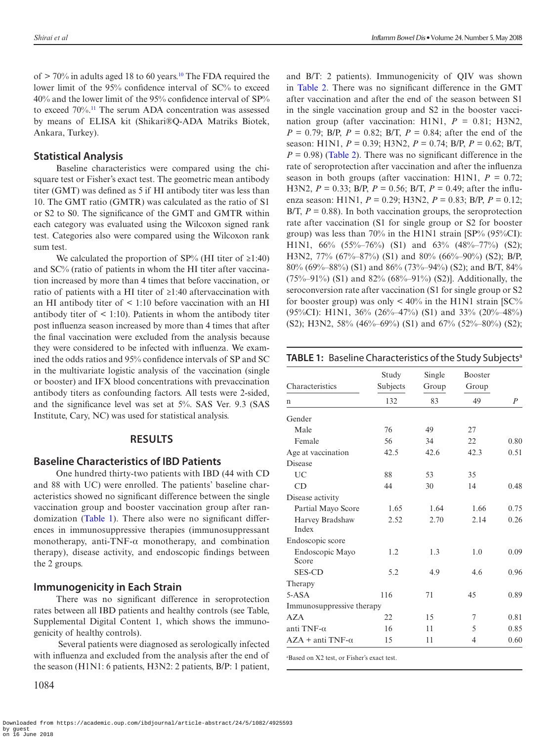of > 70% in adults aged 18 to 60 years.[10] The FDA required the lower limit of the 95% confidence interval of SC% to exceed 40% and the lower limit of the 95% confidence interval of SP% to exceed 70%.[11] The serum ADA concentration was assessed by means of ELISA kit (Shikari®Q-ADA Matriks Biotek, Ankara, Turkey).

## Statistical Analysis

Baseline characteristics were compared using the chi-square test or Fisher's exact test. The geometric mean antibody titer (GMT) was defined as 5 if HI antibody titer was less than 10. The GMT ratio (GMTR) was calculated as the ratio of S1 or S2 to S0. The significance of the GMT and GMTR within each category was evaluated using the Wilcoxon signed rank test. Categories also were compared using the Wilcoxon rank sum test.

We calculated the proportion of SP% (HI titer of ≥1:40) and SC% (ratio of patients in whom the HI titer after vaccination increased by more than 4 times that before vaccination, or ratio of patients with a HI titer of ≥1:40 aftervaccination with an HI antibody titer of < 1:10 before vaccination with an HI antibody titer of < 1:10). Patients in whom the antibody titer post influenza season increased by more than 4 times that after the final vaccination were excluded from the analysis because they were considered to be infected with influenza. We examined the odds ratios and 95% confidence intervals of SP and SC in the multivariate logistic analysis of the vaccination (single or booster) and IFX blood concentrations with prevaccination antibody titers as confounding factors. All tests were 2-sided, and the significance level was set at 5%. SAS Ver. 9.3 (SAS Institute, Cary, NC) was used for statistical analysis.

# RESULTS

## Baseline Characteristics of IBD Patients

One hundred thirty-two patients with IBD (44 with CD and 88 with UC) were enrolled. The patients' baseline characteristics showed no significant difference between the single vaccination group and booster vaccination group after randomization (Table 1). There also were no significant differences in immunosuppressive therapies (immunosuppressant monotherapy, anti-TNF-α monotherapy, and combination therapy), disease activity, and endoscopic findings between the 2 groups.

## Immunogenicity in Each Strain

There was no significant difference in seroprotection rates between all IBD patients and healthy controls (see Table, Supplemental Digital Content 1, which shows the immunogenicity of healthy controls).

Several patients were diagnosed as serologically infected with influenza and excluded from the analysis after the end of the season (H1N1: 6 patients, H3N2: 2 patients, B/P: 1 patient, and B/T: 2 patients). Immunogenicity of QIV was shown in Table 2. There was no significant difference in the GMT after vaccination and after the end of the season between S1 in the single vaccination group and S2 in the booster vaccination group (after vaccination: H1N1, $P = 0.81$; H3N2, $P = 0.79$; B/P, $P = 0.82$; B/T, $P = 0.84$; after the end of the season: H1N1, $P = 0.39$; H3N2, $P = 0.74$; B/P, $P = 0.62$; B/T, $P = 0.98$) (Table 2). There was no significant difference in the rate of seroprotection after vaccination and after the influenza season in both groups (after vaccination: H1N1, $P = 0.72$; H3N2, $P = 0.33$; B/P, $P = 0.56$; B/T, $P = 0.49$; after the influenza season: H1N1, $P = 0.29$; H3N2, $P = 0.83$; B/P, $P = 0.12$; B/T, $P = 0.88$). In both vaccination groups, the seroprotection rate after vaccination (S1 for single group or S2 for booster group) was less than 70% in the H1N1 strain [SP% (95%CI): H1N1, 66% (55%–76%) (S1) and 63% (48%–77%) (S2); H3N2, 77% (67%–87%) (S1) and 80% (66%–90%) (S2); B/P, 80% (69%–88%) (S1) and 86% (73%–94%) (S2); and B/T, 84% (75%–91%) (S1) and 82% (68%–91%) (S2)]. Additionally, the seroconversion rate after vaccination (S1 for single group or S2 for booster group) was only < 40% in the H1N1 strain [SC% (95%CI): H1N1, 36% (26%–47%) (S1) and 33% (20%–48%) (S2); H3N2, 58% (46%–69%) (S1) and 67% (52%–80%) (S2);

**TABLE 1:** Baseline Characteristics of the Study Subjects[a]

| Characteristics | Study Subjects | Single Group | Booster Group | P |
|---|---|---|---|---|
| n | 132 | 83 | 49 | |
| Gender | | | | |
| Male | 76 | 49 | 27 | |
| Female | 56 | 34 | 22 | 0.80 |
| Age at vaccination | 42.5 | 42.6 | 42.3 | 0.51 |
| Disease | | | | |
| UC | 88 | 53 | 35 | |
| CD | 44 | 30 | 14 | 0.48 |
| Disease activity | | | | |
| Partial Mayo Score | 1.65 | 1.64 | 1.66 | 0.75 |
| Harvey Bradshaw Index | 2.52 | 2.70 | 2.14 | 0.26 |
| Endoscopic score | | | | |
| Endoscopic Mayo Score | 1.2 | 1.3 | 1.0 | 0.09 |
| SES-CD | 5.2 | 4.9 | 4.6 | 0.96 |
| Therapy | | | | |
| 5-ASA | 116 | 71 | 45 | 0.89 |
| Immunosuppressive therapy | | | | |
| AZA | 22 | 15 | 7 | 0.81 |
| anti TNF-α | 16 | 11 | 5 | 0.85 |
| AZA + anti TNF-α | 15 | 11 | 4 | 0.60 |

[a]Based on X2 test, or Fisher's exact test.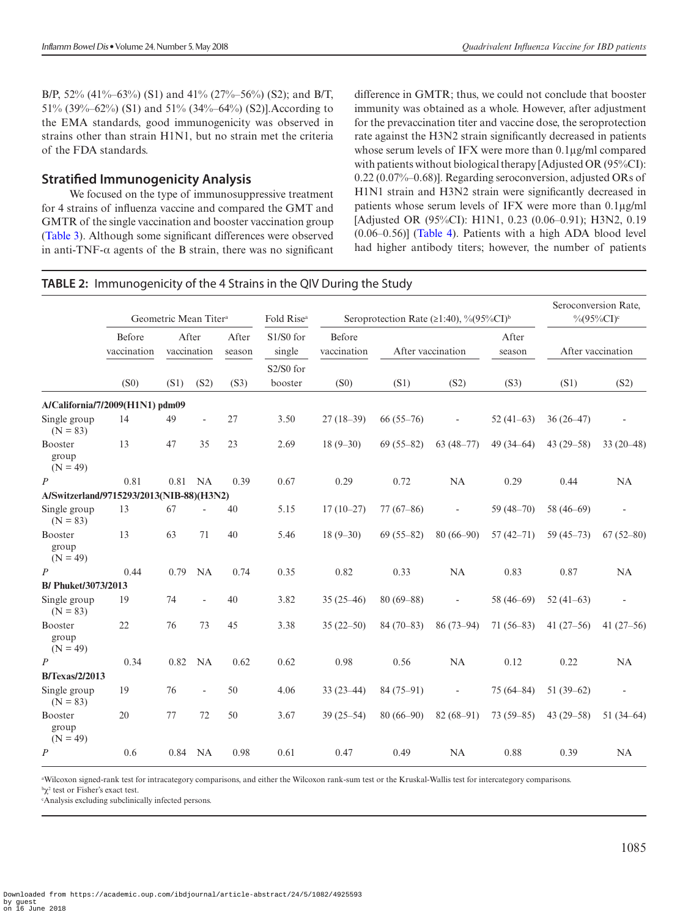B/P, 52% (41%–63%) (S1) and 41% (27%–56%) (S2); and B/T, 51% (39%–62%) (S1) and 51% (34%–64%) (S2)].According to the EMA standards, good immunogenicity was observed in strains other than strain H1N1, but no strain met the criteria of the FDA standards.

## Stratified Immunogenicity Analysis

We focused on the type of immunosuppressive treatment for 4 strains of influenza vaccine and compared the GMT and GMTR of the single vaccination and booster vaccination group (Table 3). Although some significant differences were observed in anti-TNF-α agents of the B strain, there was no significant difference in GMTR; thus, we could not conclude that booster immunity was obtained as a whole. However, after adjustment for the prevaccination titer and vaccine dose, the seroprotection rate against the H3N2 strain significantly decreased in patients whose serum levels of IFX were more than 0.1μg/ml compared with patients without biological therapy [Adjusted OR (95%CI): 0.22 (0.07%–0.68)]. Regarding seroconversion, adjusted ORs of H1N1 strain and H3N2 strain were significantly decreased in patients whose serum levels of IFX were more than 0.1μg/ml [Adjusted OR (95%CI): H1N1, 0.23 (0.06–0.91); H3N2, 0.19 (0.06–0.56)] (Table 4). Patients with a high ADA blood level had higher antibody titers; however, the number of patients

**TABLE 2:** Immunogenicity of the 4 Strains in the QIV During the Study

| | Geometric Mean Titer[a] | | | | Fold Rise[a] | Seroprotection Rate (≥1:40), %(95%CI)[b] | | | | Seroconversion Rate, %(95%CI)[c] | |
|---|---|---|---|---|---|---|---|---|---|---|---|
| | Before vaccination | After vaccination | | After season | S1/S0 for single | Before vaccination | After vaccination | | After season | After vaccination | |
| | (S0) | (S1) | (S2) | (S3) | S2/S0 for booster | (S0) | (S1) | (S2) | (S3) | (S1) | (S2) |
| **A/California/7/2009(H1N1) pdm09** | | | | | | | | | | | |
| Single group (N = 83) | 14 | 49 | - | 27 | 3.50 | 27 (18–39) | 66 (55–76) | - | 52 (41–63) | 36 (26–47) | - |
| Booster group (N = 49) | 13 | 47 | 35 | 23 | 2.69 | 18 (9–30) | 69 (55–82) | 63 (48–77) | 49 (34–64) | 43 (29–58) | 33 (20–48) |
| *P* | 0.81 | 0.81 | NA | 0.39 | 0.67 | 0.29 | 0.72 | NA | 0.29 | 0.44 | NA |
| **A/Switzerland/9715293/2013(NIB-88)(H3N2)** | | | | | | | | | | | |
| Single group (N = 83) | 13 | 67 | - | 40 | 5.15 | 17 (10–27) | 77 (67–86) | - | 59 (48–70) | 58 (46–69) | - |
| Booster group (N = 49) | 13 | 63 | 71 | 40 | 5.46 | 18 (9–30) | 69 (55–82) | 80 (66–90) | 57 (42–71) | 59 (45–73) | 67 (52–80) |
| *P* | 0.44 | 0.79 | NA | 0.74 | 0.35 | 0.82 | 0.33 | NA | 0.83 | 0.87 | NA |
| **B/ Phuket/3073/2013** | | | | | | | | | | | |
| Single group (N = 83) | 19 | 74 | - | 40 | 3.82 | 35 (25–46) | 80 (69–88) | - | 58 (46–69) | 52 (41–63) | - |
| Booster group (N = 49) | 22 | 76 | 73 | 45 | 3.38 | 35 (22–50) | 84 (70–83) | 86 (73–94) | 71 (56–83) | 41 (27–56) | 41 (27–56) |
| *P* | 0.34 | 0.82 | NA | 0.62 | 0.62 | 0.98 | 0.56 | NA | 0.12 | 0.22 | NA |
| **B/Texas/2/2013** | | | | | | | | | | | |
| Single group (N = 83) | 19 | 76 | - | 50 | 4.06 | 33 (23–44) | 84 (75–91) | - | 75 (64–84) | 51 (39–62) | - |
| Booster group (N = 49) | 20 | 77 | 72 | 50 | 3.67 | 39 (25–54) | 80 (66–90) | 82 (68–91) | 73 (59–85) | 43 (29–58) | 51 (34–64) |
| *P* | 0.6 | 0.84 | NA | 0.98 | 0.61 | 0.47 | 0.49 | NA | 0.88 | 0.39 | NA |

[a]Wilcoxon signed-rank test for intracategory comparisons, and either the Wilcoxon rank-sum test or the Kruskal-Wallis test for intercategory comparisons.
[b]$\chi^2$ test or Fisher's exact test.
[c]Analysis excluding subclinically infected persons.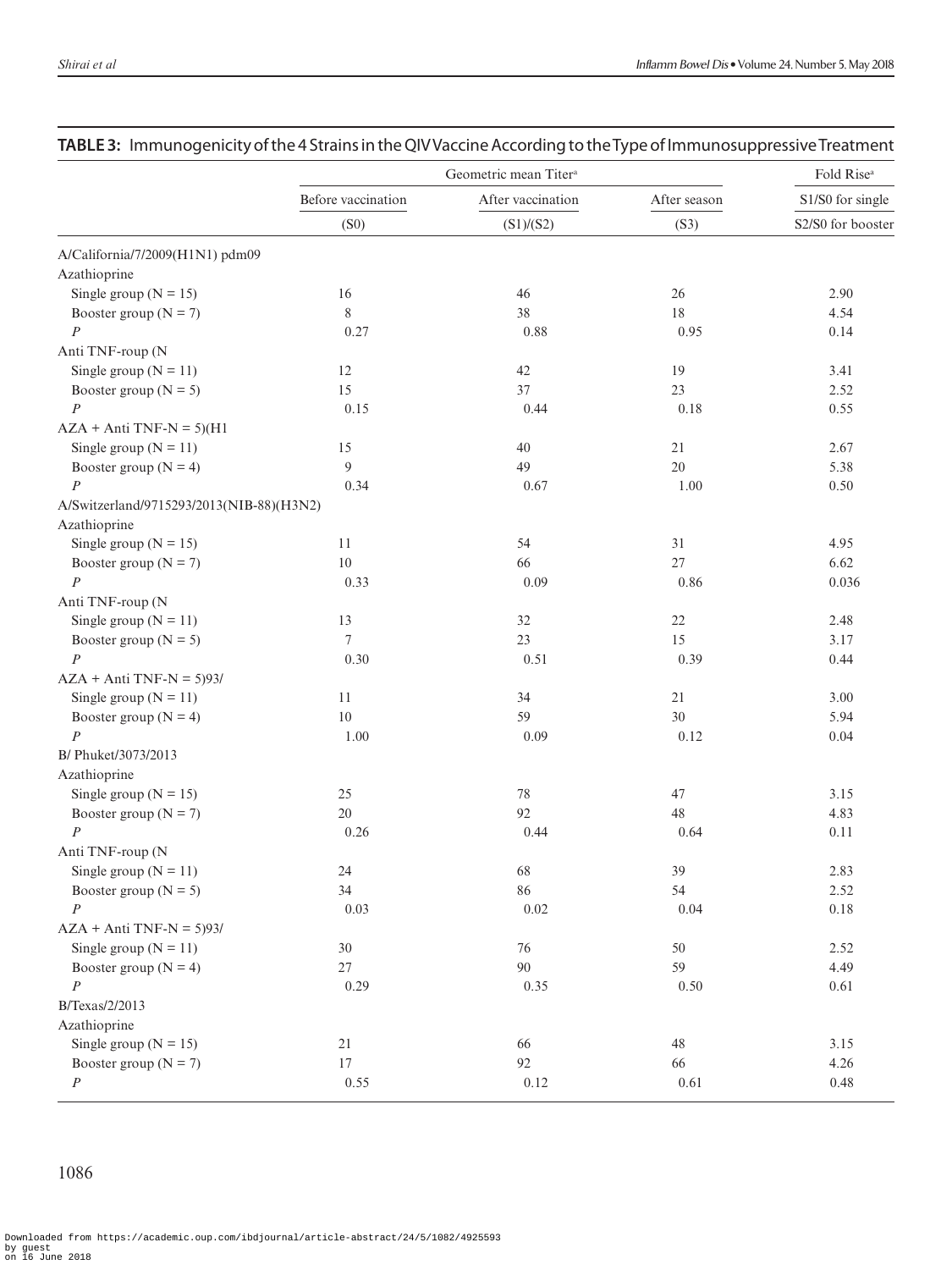**TABLE 3:** Immunogenicity of the 4 Strains in the QIV Vaccine According to the Type of Immunosuppressive Treatment

| | Geometric mean Titer[a] | | | Fold Rise[a] |
|---|---|---|---|---|
| | Before vaccination | After vaccination | After season | S1/S0 for single |
| | (S0) | (S1)/(S2) | (S3) | S2/S0 for booster |
| A/California/7/2009(H1N1) pdm09 | | | | |
| Azathioprine | | | | |
| Single group (N = 15) | 16 | 46 | 26 | 2.90 |
| Booster group (N = 7) | 8 | 38 | 18 | 4.54 |
| *P* | 0.27 | 0.88 | 0.95 | 0.14 |
| Anti TNF-roup (N | | | | |
| Single group (N = 11) | 12 | 42 | 19 | 3.41 |
| Booster group (N = 5) | 15 | 37 | 23 | 2.52 |
| *P* | 0.15 | 0.44 | 0.18 | 0.55 |
| AZA + Anti TNF-N = 5)(H1 | | | | |
| Single group (N = 11) | 15 | 40 | 21 | 2.67 |
| Booster group (N = 4) | 9 | 49 | 20 | 5.38 |
| *P* | 0.34 | 0.67 | 1.00 | 0.50 |
| A/Switzerland/9715293/2013(NIB-88)(H3N2) | | | | |
| Azathioprine | | | | |
| Single group (N = 15) | 11 | 54 | 31 | 4.95 |
| Booster group (N = 7) | 10 | 66 | 27 | 6.62 |
| *P* | 0.33 | 0.09 | 0.86 | 0.036 |
| Anti TNF-roup (N | | | | |
| Single group (N = 11) | 13 | 32 | 22 | 2.48 |
| Booster group (N = 5) | 7 | 23 | 15 | 3.17 |
| *P* | 0.30 | 0.51 | 0.39 | 0.44 |
| AZA + Anti TNF-N = 5)93/ | | | | |
| Single group (N = 11) | 11 | 34 | 21 | 3.00 |
| Booster group (N = 4) | 10 | 59 | 30 | 5.94 |
| *P* | 1.00 | 0.09 | 0.12 | 0.04 |
| B/ Phuket/3073/2013 | | | | |
| Azathioprine | | | | |
| Single group (N = 15) | 25 | 78 | 47 | 3.15 |
| Booster group (N = 7) | 20 | 92 | 48 | 4.83 |
| *P* | 0.26 | 0.44 | 0.64 | 0.11 |
| Anti TNF-roup (N | | | | |
| Single group (N = 11) | 24 | 68 | 39 | 2.83 |
| Booster group (N = 5) | 34 | 86 | 54 | 2.52 |
| *P* | 0.03 | 0.02 | 0.04 | 0.18 |
| AZA + Anti TNF-N = 5)93/ | | | | |
| Single group (N = 11) | 30 | 76 | 50 | 2.52 |
| Booster group (N = 4) | 27 | 90 | 59 | 4.49 |
| *P* | 0.29 | 0.35 | 0.50 | 0.61 |
| B/Texas/2/2013 | | | | |
| Azathioprine | | | | |
| Single group (N = 15) | 21 | 66 | 48 | 3.15 |
| Booster group (N = 7) | 17 | 92 | 66 | 4.26 |
| *P* | 0.55 | 0.12 | 0.61 | 0.48 |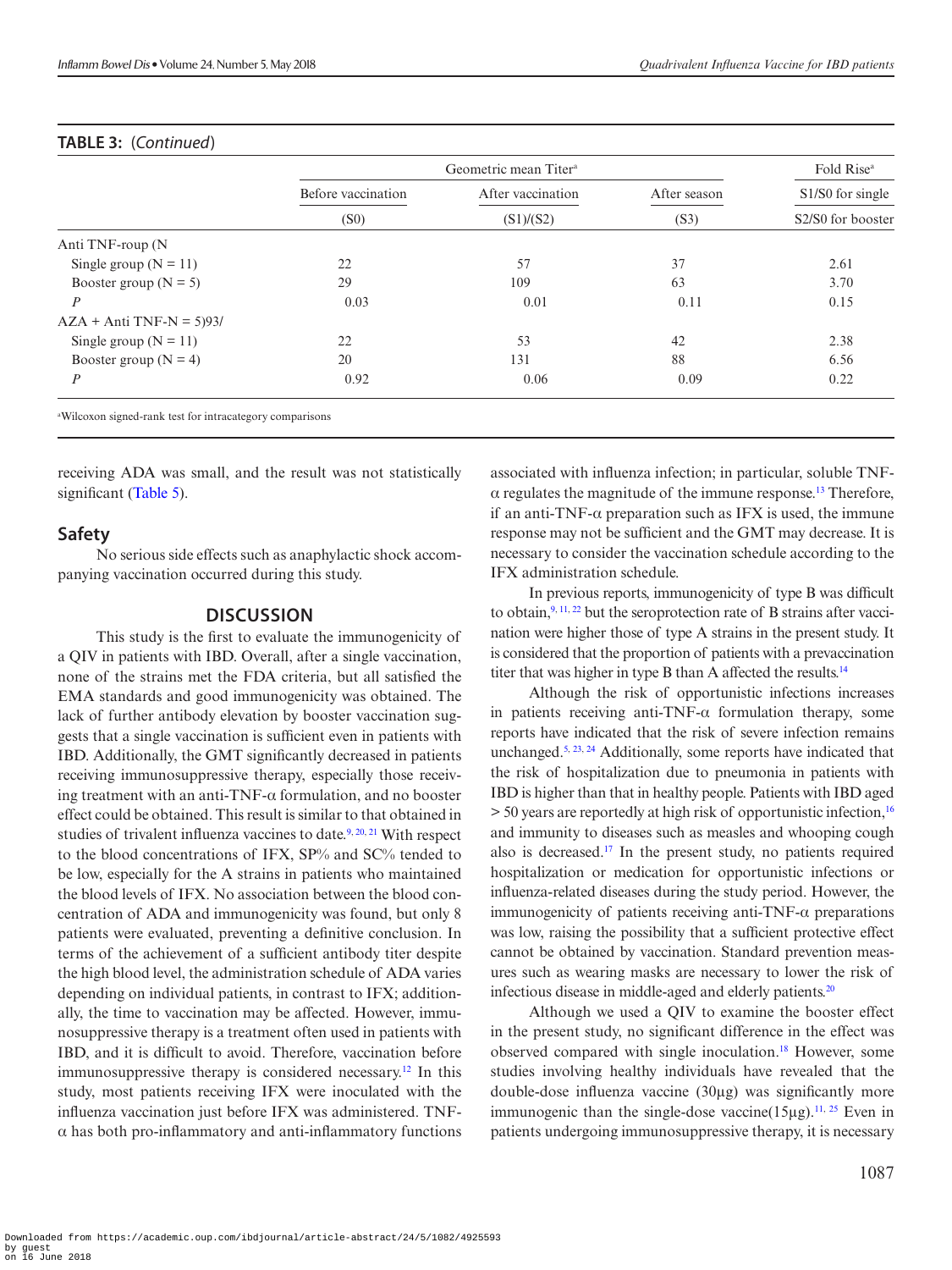**TABLE 3:** (*Continued*)

| | Geometric mean Titer[a] | | | Fold Rise[a] |
|---|---|---|---|---|
| | Before vaccination | After vaccination | After season | S1/S0 for single |
| | (S0) | (S1)/(S2) | (S3) | S2/S0 for booster |
| Anti TNF-roup (N | | | | |
| Single group (N = 11) | 22 | 57 | 37 | 2.61 |
| Booster group (N = 5) | 29 | 109 | 63 | 3.70 |
| *P* | 0.03 | 0.01 | 0.11 | 0.15 |
| AZA + Anti TNF-N = 5)93/ | | | | |
| Single group (N = 11) | 22 | 53 | 42 | 2.38 |
| Booster group (N = 4) | 20 | 131 | 88 | 6.56 |
| *P* | 0.92 | 0.06 | 0.09 | 0.22 |

[a]Wilcoxon signed-rank test for intracategory comparisons

receiving ADA was small, and the result was not statistically significant (Table 5).

## Safety

No serious side effects such as anaphylactic shock accompanying vaccination occurred during this study.

## DISCUSSION

This study is the first to evaluate the immunogenicity of a QIV in patients with IBD. Overall, after a single vaccination, none of the strains met the FDA criteria, but all satisfied the EMA standards and good immunogenicity was obtained. The lack of further antibody elevation by booster vaccination suggests that a single vaccination is sufficient even in patients with IBD. Additionally, the GMT significantly decreased in patients receiving immunosuppressive therapy, especially those receiving treatment with an anti-TNF-α formulation, and no booster effect could be obtained. This result is similar to that obtained in studies of trivalent influenza vaccines to date.[9, 20, 21] With respect to the blood concentrations of IFX, SP% and SC% tended to be low, especially for the A strains in patients who maintained the blood levels of IFX. No association between the blood concentration of ADA and immunogenicity was found, but only 8 patients were evaluated, preventing a definitive conclusion. In terms of the achievement of a sufficient antibody titer despite the high blood level, the administration schedule of ADA varies depending on individual patients, in contrast to IFX; additionally, the time to vaccination may be affected. However, immunosuppressive therapy is a treatment often used in patients with IBD, and it is difficult to avoid. Therefore, vaccination before immunosuppressive therapy is considered necessary.[12] In this study, most patients receiving IFX were inoculated with the influenza vaccination just before IFX was administered. TNF-α has both pro-inflammatory and anti-inflammatory functions associated with influenza infection; in particular, soluble TNF-α regulates the magnitude of the immune response.[13] Therefore, if an anti-TNF-α preparation such as IFX is used, the immune response may not be sufficient and the GMT may decrease. It is necessary to consider the vaccination schedule according to the IFX administration schedule.

In previous reports, immunogenicity of type B was difficult to obtain,[9, 11, 22] but the seroprotection rate of B strains after vaccination were higher those of type A strains in the present study. It is considered that the proportion of patients with a prevaccination titer that was higher in type B than A affected the results.[14]

Although the risk of opportunistic infections increases in patients receiving anti-TNF-α formulation therapy, some reports have indicated that the risk of severe infection remains unchanged.[5, 23, 24] Additionally, some reports have indicated that the risk of hospitalization due to pneumonia in patients with IBD is higher than that in healthy people. Patients with IBD aged > 50 years are reportedly at high risk of opportunistic infection,[16] and immunity to diseases such as measles and whooping cough also is decreased.[17] In the present study, no patients required hospitalization or medication for opportunistic infections or influenza-related diseases during the study period. However, the immunogenicity of patients receiving anti-TNF-α preparations was low, raising the possibility that a sufficient protective effect cannot be obtained by vaccination. Standard prevention measures such as wearing masks are necessary to lower the risk of infectious disease in middle-aged and elderly patients.[20]

Although we used a QIV to examine the booster effect in the present study, no significant difference in the effect was observed compared with single inoculation.[18] However, some studies involving healthy individuals have revealed that the double-dose influenza vaccine (30μg) was significantly more immunogenic than the single-dose vaccine(15μg).[11, 25] Even in patients undergoing immunosuppressive therapy, it is necessary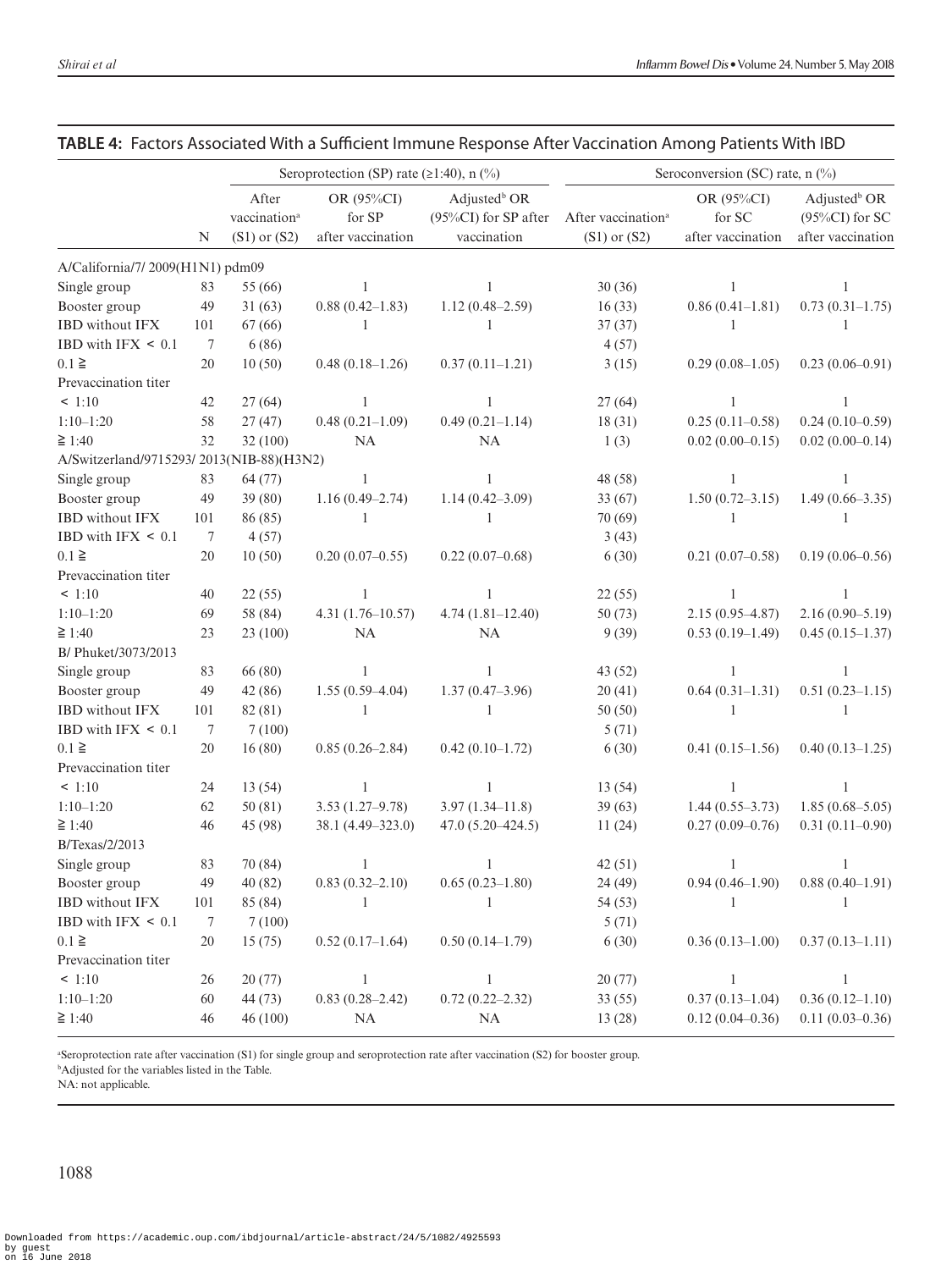**TABLE 4: Factors Associated With a Sufficient Immune Response After Vaccination Among Patients With IBD**

| | | Seroprotection (SP) rate (≥1:40), n (%) | | | Seroconversion (SC) rate, n (%) | | |
|---|---|---|---|---|---|---|---|
| | N | After vaccination[a] (S1) or (S2) | OR (95%CI) for SP after vaccination | Adjusted[b] OR (95%CI) for SP after vaccination | After vaccination[a] (S1) or (S2) | OR (95%CI) for SC after vaccination | Adjusted[b] OR (95%CI) for SC after vaccination |
| A/California/7/ 2009(H1N1) pdm09 | | | | | | | |
| Single group | 83 | 55 (66) | 1 | 1 | 30 (36) | 1 | 1 |
| Booster group | 49 | 31 (63) | 0.88 (0.42–1.83) | 1.12 (0.48–2.59) | 16 (33) | 0.86 (0.41–1.81) | 0.73 (0.31–1.75) |
| IBD without IFX | 101 | 67 (66) | 1 | 1 | 37 (37) | 1 | 1 |
| IBD with IFX < 0.1 | 7 | 6 (86) | | | 4 (57) | | |
| 0.1 ≧ | 20 | 10 (50) | 0.48 (0.18–1.26) | 0.37 (0.11–1.21) | 3 (15) | 0.29 (0.08–1.05) | 0.23 (0.06–0.91) |
| Prevaccination titer | | | | | | | |
| < 1:10 | 42 | 27 (64) | 1 | 1 | 27 (64) | 1 | 1 |
| 1:10–1:20 | 58 | 27 (47) | 0.48 (0.21–1.09) | 0.49 (0.21–1.14) | 18 (31) | 0.25 (0.11–0.58) | 0.24 (0.10–0.59) |
| ≧ 1:40 | 32 | 32 (100) | NA | NA | 1 (3) | 0.02 (0.00–0.15) | 0.02 (0.00–0.14) |
| A/Switzerland/9715293/ 2013(NIB-88)(H3N2) | | | | | | | |
| Single group | 83 | 64 (77) | 1 | 1 | 48 (58) | 1 | 1 |
| Booster group | 49 | 39 (80) | 1.16 (0.49–2.74) | 1.14 (0.42–3.09) | 33 (67) | 1.50 (0.72–3.15) | 1.49 (0.66–3.35) |
| IBD without IFX | 101 | 86 (85) | 1 | 1 | 70 (69) | 1 | 1 |
| IBD with IFX < 0.1 | 7 | 4 (57) | | | 3 (43) | | |
| 0.1 ≧ | 20 | 10 (50) | 0.20 (0.07–0.55) | 0.22 (0.07–0.68) | 6 (30) | 0.21 (0.07–0.58) | 0.19 (0.06–0.56) |
| Prevaccination titer | | | | | | | |
| < 1:10 | 40 | 22 (55) | 1 | 1 | 22 (55) | 1 | 1 |
| 1:10–1:20 | 69 | 58 (84) | 4.31 (1.76–10.57) | 4.74 (1.81–12.40) | 50 (73) | 2.15 (0.95–4.87) | 2.16 (0.90–5.19) |
| ≧ 1:40 | 23 | 23 (100) | NA | NA | 9 (39) | 0.53 (0.19–1.49) | 0.45 (0.15–1.37) |
| B/ Phuket/3073/2013 | | | | | | | |
| Single group | 83 | 66 (80) | 1 | 1 | 43 (52) | 1 | 1 |
| Booster group | 49 | 42 (86) | 1.55 (0.59–4.04) | 1.37 (0.47–3.96) | 20 (41) | 0.64 (0.31–1.31) | 0.51 (0.23–1.15) |
| IBD without IFX | 101 | 82 (81) | 1 | 1 | 50 (50) | 1 | 1 |
| IBD with IFX < 0.1 | 7 | 7 (100) | | | 5 (71) | | |
| 0.1 ≧ | 20 | 16 (80) | 0.85 (0.26–2.84) | 0.42 (0.10–1.72) | 6 (30) | 0.41 (0.15–1.56) | 0.40 (0.13–1.25) |
| Prevaccination titer | | | | | | | |
| < 1:10 | 24 | 13 (54) | 1 | 1 | 13 (54) | 1 | 1 |
| 1:10–1:20 | 62 | 50 (81) | 3.53 (1.27–9.78) | 3.97 (1.34–11.8) | 39 (63) | 1.44 (0.55–3.73) | 1.85 (0.68–5.05) |
| ≧ 1:40 | 46 | 45 (98) | 38.1 (4.49–323.0) | 47.0 (5.20–424.5) | 11 (24) | 0.27 (0.09–0.76) | 0.31 (0.11–0.90) |
| B/Texas/2/2013 | | | | | | | |
| Single group | 83 | 70 (84) | 1 | 1 | 42 (51) | 1 | 1 |
| Booster group | 49 | 40 (82) | 0.83 (0.32–2.10) | 0.65 (0.23–1.80) | 24 (49) | 0.94 (0.46–1.90) | 0.88 (0.40–1.91) |
| IBD without IFX | 101 | 85 (84) | 1 | 1 | 54 (53) | 1 | 1 |
| IBD with IFX < 0.1 | 7 | 7 (100) | | | 5 (71) | | |
| 0.1 ≧ | 20 | 15 (75) | 0.52 (0.17–1.64) | 0.50 (0.14–1.79) | 6 (30) | 0.36 (0.13–1.00) | 0.37 (0.13–1.11) |
| Prevaccination titer | | | | | | | |
| < 1:10 | 26 | 20 (77) | 1 | 1 | 20 (77) | 1 | 1 |
| 1:10–1:20 | 60 | 44 (73) | 0.83 (0.28–2.42) | 0.72 (0.22–2.32) | 33 (55) | 0.37 (0.13–1.04) | 0.36 (0.12–1.10) |
| ≧ 1:40 | 46 | 46 (100) | NA | NA | 13 (28) | 0.12 (0.04–0.36) | 0.11 (0.03–0.36) |

[a]Seroprotection rate after vaccination (S1) for single group and seroprotection rate after vaccination (S2) for booster group.
[b]Adjusted for the variables listed in the Table.
NA: not applicable.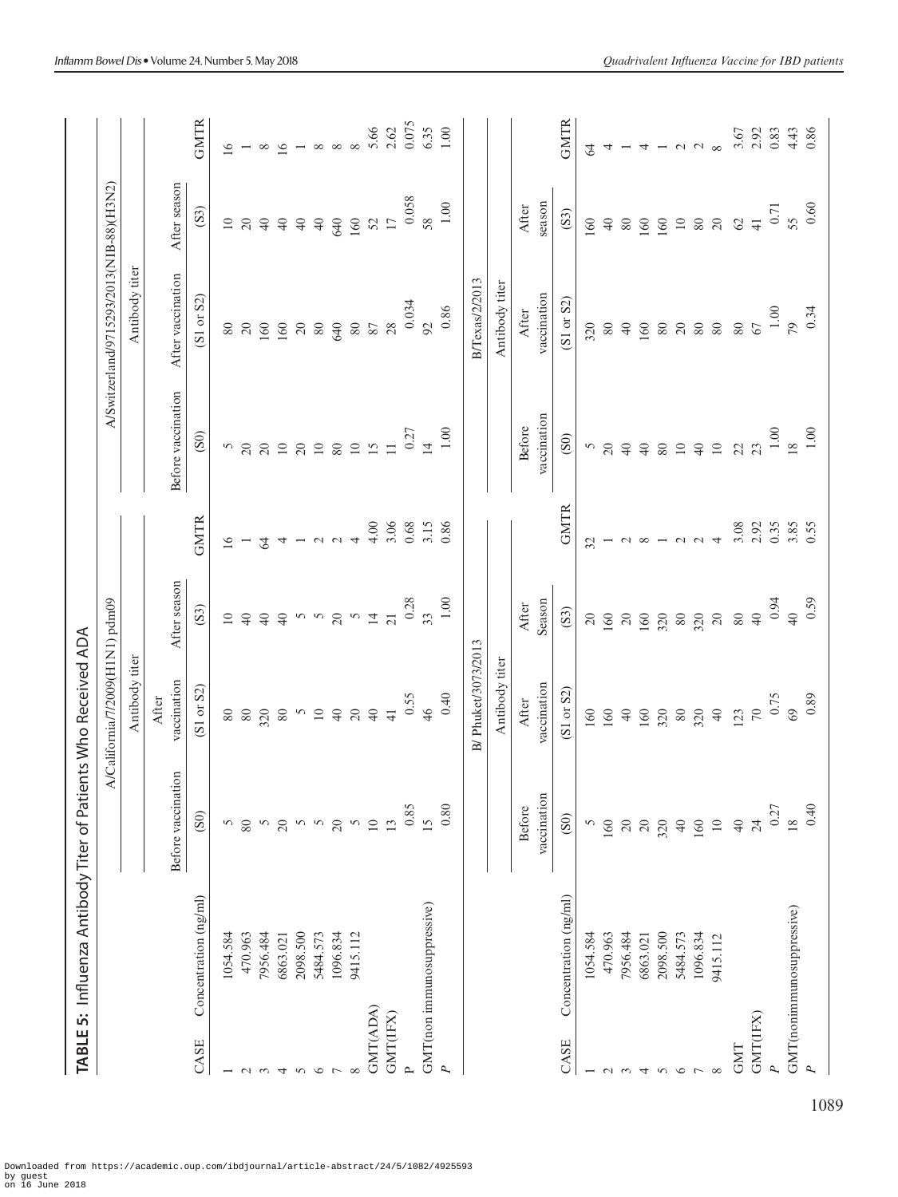**TABLE 5: Influenza Antibody Titer of Patients Who Received ADA**

| CASE | Concentration (ng/ml) | A/California/7/2009(H1N1) pdm09 Antibody titer Before vaccination (S0) | After vaccination (S1 or S2) | After season (S3) | GMTR | A/Switzerland/9715293/2013(NIB-88)(H3N2) Antibody titer Before vaccination (S0) | After vaccination (S1 or S2) | After season (S3) | GMTR |
|---|---|---|---|---|---|---|---|---|---|
| 1 | 1054.584 | 5 | 80 | 10 | 16 | 5 | 80 | 10 | 16 |
| 2 | 470.963 | 80 | 80 | 40 | 1 | 20 | 20 | 20 | 1 |
| 3 | 7956.484 | 5 | 320 | 40 | 64 | 20 | 160 | 40 | 8 |
| 4 | 6863.021 | 20 | 80 | 40 | 4 | 10 | 160 | 40 | 16 |
| 5 | 2098.500 | 5 | 5 | 5 | 1 | 20 | 20 | 40 | 1 |
| 6 | 5484.573 | 5 | 10 | 5 | 2 | 10 | 80 | 40 | 8 |
| 7 | 1096.834 | 20 | 40 | 20 | 2 | 80 | 640 | 640 | 8 |
| 8 | 9415.112 | 5 | 20 | 5 | 4 | 10 | 80 | 160 | 8 |
| GMT(ADA) | | 10 | 40 | 14 | 4.00 | 15 | 87 | 52 | 5.66 |
| GMT(IFX) | | 13 | 41 | 21 | 3.06 | 11 | 28 | 17 | 2.62 |
| P | | 0.85 | 0.55 | 0.28 | 0.68 | 0.27 | 0.034 | 0.058 | 0.075 |
| GMT(non immunosuppressive) | | 15 | 46 | 33 | 3.15 | 14 | 92 | 58 | 6.35 |
| *P* | | 0.80 | 0.40 | 1.00 | 0.86 | 1.00 | 0.86 | 1.00 | 1.00 |

| CASE | Concentration (ng/ml) | B/ Phuket/3073/2013 Antibody titer Before vaccination (S0) | After vaccination (S1 or S2) | After Season (S3) | GMTR | B/Texas/2/2013 Antibody titer Before vaccination (S0) | After vaccination (S1 or S2) | After season (S3) | GMTR |
|---|---|---|---|---|---|---|---|---|---|
| 1 | 1054.584 | 5 | 160 | 20 | 32 | 5 | 320 | 160 | 64 |
| 2 | 470.963 | 160 | 160 | 160 | 1 | 20 | 80 | 40 | 4 |
| 3 | 7956.484 | 20 | 40 | 20 | 2 | 40 | 40 | 80 | 1 |
| 4 | 6863.021 | 20 | 160 | 160 | 8 | 40 | 160 | 160 | 4 |
| 5 | 2098.500 | 320 | 320 | 320 | 1 | 80 | 80 | 160 | 1 |
| 6 | 5484.573 | 40 | 80 | 80 | 2 | 10 | 20 | 10 | 2 |
| 7 | 1096.834 | 160 | 320 | 320 | 2 | 40 | 80 | 80 | 2 |
| 8 | 9415.112 | 10 | 40 | 20 | 4 | 10 | 80 | 20 | 8 |
| GMT | | 40 | 123 | 80 | 3.08 | 22 | 80 | 62 | 3.67 |
| GMT(IFX) | | 24 | 70 | 40 | 2.92 | 23 | 67 | 41 | 2.92 |
| *P* | | 0.27 | 0.75 | 0.94 | 0.35 | 1.00 | 1.00 | 0.71 | 0.83 |
| GMT(nonimmunosuppressive) | | 18 | 69 | 40 | 3.85 | 18 | 79 | 55 | 4.43 |
| *P* | | 0.40 | 0.89 | 0.59 | 0.55 | 1.00 | 0.34 | 0.60 | 0.86 |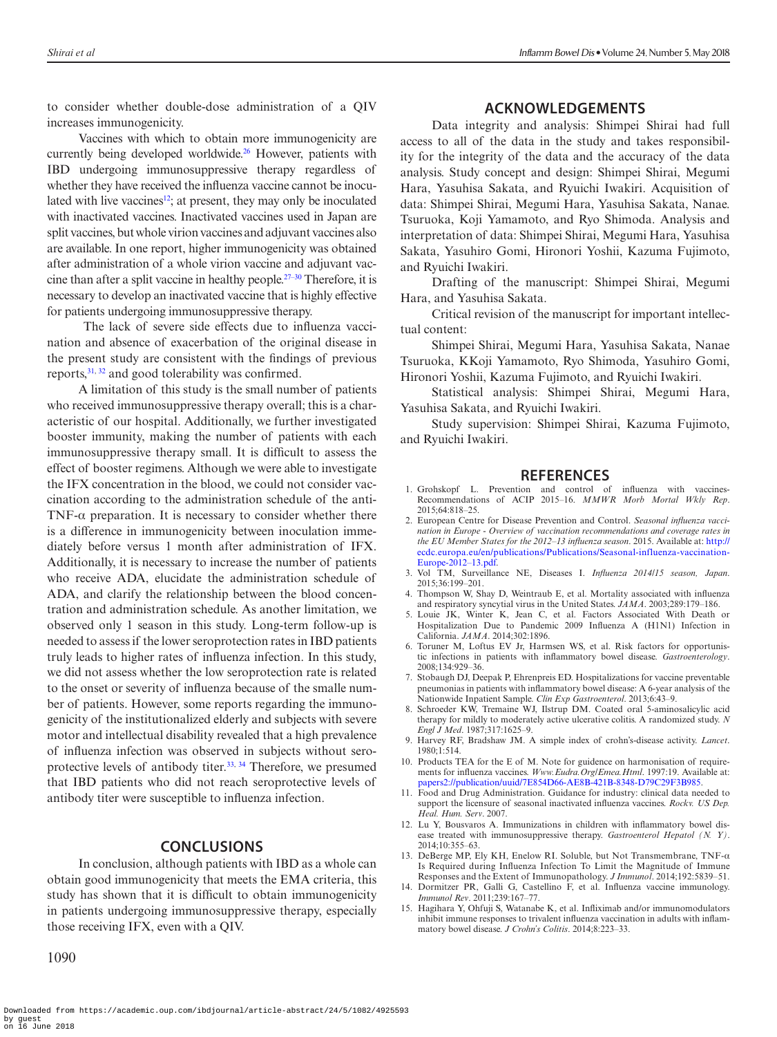to consider whether double-dose administration of a QIV increases immunogenicity.

Vaccines with which to obtain more immunogenicity are currently being developed worldwide.[26] However, patients with IBD undergoing immunosuppressive therapy regardless of whether they have received the influenza vaccine cannot be inoculated with live vaccines[12]; at present, they may only be inoculated with inactivated vaccines. Inactivated vaccines used in Japan are split vaccines, but whole virion vaccines and adjuvant vaccines also are available. In one report, higher immunogenicity was obtained after administration of a whole virion vaccine and adjuvant vaccine than after a split vaccine in healthy people.[27–30] Therefore, it is necessary to develop an inactivated vaccine that is highly effective for patients undergoing immunosuppressive therapy.

The lack of severe side effects due to influenza vaccination and absence of exacerbation of the original disease in the present study are consistent with the findings of previous reports,[31, 32] and good tolerability was confirmed.

A limitation of this study is the small number of patients who received immunosuppressive therapy overall; this is a characteristic of our hospital. Additionally, we further investigated booster immunity, making the number of patients with each immunosuppressive therapy small. It is difficult to assess the effect of booster regimens. Although we were able to investigate the IFX concentration in the blood, we could not consider vaccination according to the administration schedule of the anti-TNF-α preparation. It is necessary to consider whether there is a difference in immunogenicity between inoculation immediately before versus 1 month after administration of IFX. Additionally, it is necessary to increase the number of patients who receive ADA, elucidate the administration schedule of ADA, and clarify the relationship between the blood concentration and administration schedule. As another limitation, we observed only 1 season in this study. Long-term follow-up is needed to assess if the lower seroprotection rates in IBD patients truly leads to higher rates of influenza infection. In this study, we did not assess whether the low seroprotection rate is related to the onset or severity of influenza because of the smalle number of patients. However, some reports regarding the immunogenicity of the institutionalized elderly and subjects with severe motor and intellectual disability revealed that a high prevalence of influenza infection was observed in subjects without seroprotective levels of antibody titer.[33, 34] Therefore, we presumed that IBD patients who did not reach seroprotective levels of antibody titer were susceptible to influenza infection.

## CONCLUSIONS

In conclusion, although patients with IBD as a whole can obtain good immunogenicity that meets the EMA criteria, this study has shown that it is difficult to obtain immunogenicity in patients undergoing immunosuppressive therapy, especially those receiving IFX, even with a QIV.

## ACKNOWLEDGEMENTS

Data integrity and analysis: Shimpei Shirai had full access to all of the data in the study and takes responsibility for the integrity of the data and the accuracy of the data analysis. Study concept and design: Shimpei Shirai, Megumi Hara, Yasuhisa Sakata, and Ryuichi Iwakiri. Acquisition of data: Shimpei Shirai, Megumi Hara, Yasuhisa Sakata, Nanae. Tsuruoka, Koji Yamamoto, and Ryo Shimoda. Analysis and interpretation of data: Shimpei Shirai, Megumi Hara, Yasuhisa Sakata, Yasuhiro Gomi, Hironori Yoshii, Kazuma Fujimoto, and Ryuichi Iwakiri.

Drafting of the manuscript: Shimpei Shirai, Megumi Hara, and Yasuhisa Sakata.

Critical revision of the manuscript for important intellectual content:

Shimpei Shirai, Megumi Hara, Yasuhisa Sakata, Nanae Tsuruoka, KKoji Yamamoto, Ryo Shimoda, Yasuhiro Gomi, Hironori Yoshii, Kazuma Fujimoto, and Ryuichi Iwakiri.

Statistical analysis: Shimpei Shirai, Megumi Hara, Yasuhisa Sakata, and Ryuichi Iwakiri.

Study supervision: Shimpei Shirai, Kazuma Fujimoto, and Ryuichi Iwakiri.

## REFERENCES

1. Grohskopf L. Prevention and control of influenza with vaccines-Recommendations of ACIP 2015–16. *MMWR Morb Mortal Wkly Rep*. 2015;64:818–25.
2. European Centre for Disease Prevention and Control. *Seasonal influenza vaccination in Europe - Overview of vaccination recommendations and coverage rates in the EU Member States for the 2012–13 influenza season*. 2015. Available at: http://ecdc.europa.eu/en/publications/Publications/Seasonal-influenza-vaccination-Europe-2012–13.pdf.
3. Vol TM, Surveillance NE, Diseases I. *Influenza 2014/15 season, Japan*. 2015;36:199–201.
4. Thompson W, Shay D, Weintraub E, et al. Mortality associated with influenza and respiratory syncytial virus in the United States. *JAMA*. 2003;289:179–186.
5. Louie JK, Winter K, Jean C, et al. Factors Associated With Death or Hospitalization Due to Pandemic 2009 Influenza A (H1N1) Infection in California. *JAMA*. 2014;302:1896.
6. Toruner M, Loftus EV Jr, Harmsen WS, et al. Risk factors for opportunistic infections in patients with inflammatory bowel disease. *Gastroenterology*. 2008;134:929–36.
7. Stobaugh DJ, Deepak P, Ehrenpreis ED. Hospitalizations for vaccine preventable pneumonias in patients with inflammatory bowel disease: A 6-year analysis of the Nationwide Inpatient Sample. *Clin Exp Gastroenterol*. 2013;6:43–9.
8. Schroeder KW, Tremaine WJ, Ilstrup DM. Coated oral 5-aminosalicylic acid therapy for mildly to moderately active ulcerative colitis. A randomized study. *N Engl J Med*. 1987;317:1625–9.
9. Harvey RF, Bradshaw JM. A simple index of crohn's-disease activity. *Lancet*. 1980;1:514.
10. Products TEA for the E of M. Note for guidence on harmonisation of requirements for influenza vaccines. *Www.Eudra.Org/Emea.Html*. 1997:19. Available at: papers2://publication/uuid/7E854D66-AE8B-421B-8348-D79C29F3B985.
11. Food and Drug Administration. Guidance for industry: clinical data needed to support the licensure of seasonal inactivated influenza vaccines. *Rockv. US Dep. Heal. Hum. Serv*. 2007.
12. Lu Y, Bousvaros A. Immunizations in children with inflammatory bowel disease treated with immunosuppressive therapy. *Gastroenterol Hepatol (N. Y)*. 2014;10:355–63.
13. DeBerge MP, Ely KH, Enelow RI. Soluble, but Not Transmembrane, TNF-α Is Required during Influenza Infection To Limit the Magnitude of Immune Responses and the Extent of Immunopathology. *J Immunol*. 2014;192:5839–51.
14. Dormitzer PR, Galli G, Castellino F, et al. Influenza vaccine immunology. *Immunol Rev*. 2011;239:167–77.
15. Hagihara Y, Ohfuji S, Watanabe K, et al. Infliximab and/or immunomodulators inhibit immune responses to trivalent influenza vaccination in adults with inflammatory bowel disease. *J Crohn's Colitis*. 2014;8:223–33.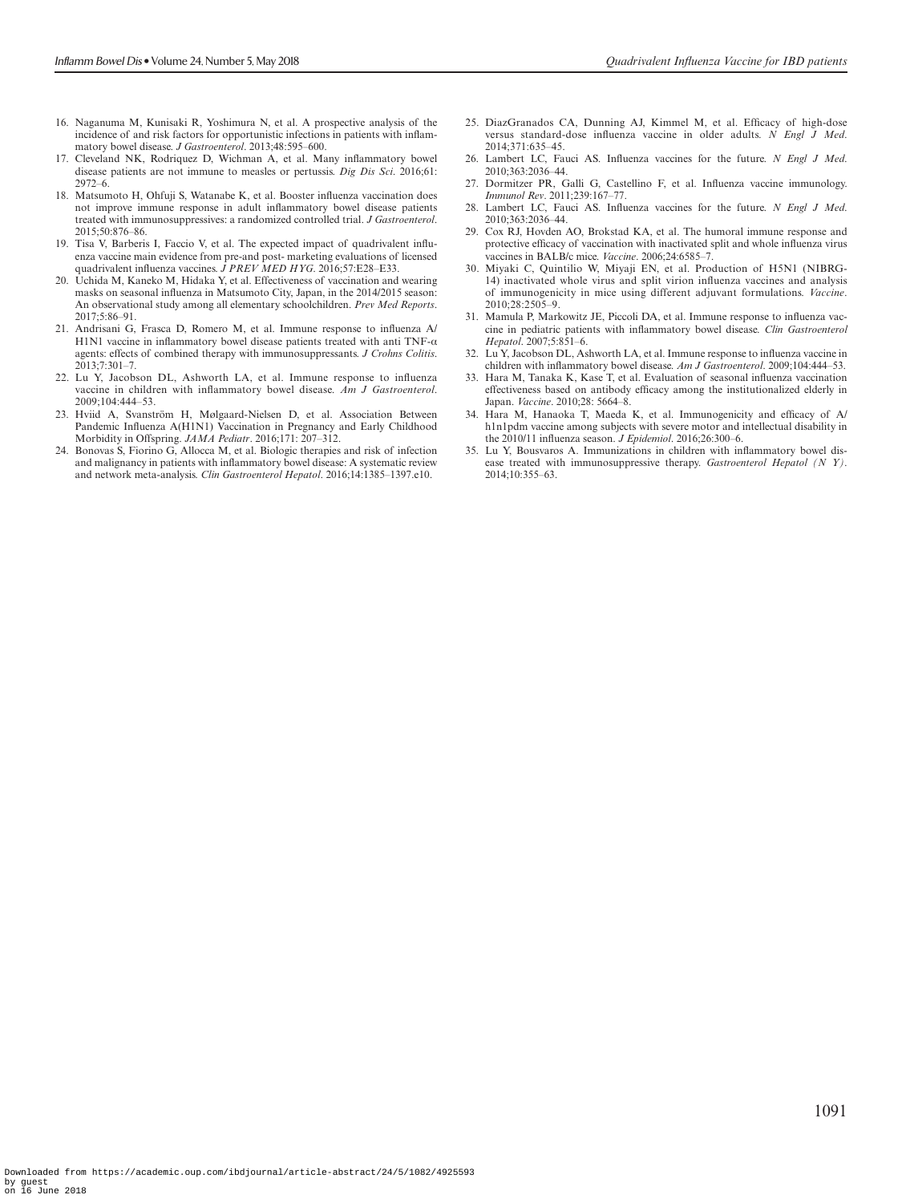16. Naganuma M, Kunisaki R, Yoshimura N, et al. A prospective analysis of the incidence of and risk factors for opportunistic infections in patients with inflammatory bowel disease. *J Gastroenterol*. 2013;48:595–600.
17. Cleveland NK, Rodriquez D, Wichman A, et al. Many inflammatory bowel disease patients are not immune to measles or pertussis. *Dig Dis Sci*. 2016;61: 2972–6.
18. Matsumoto H, Ohfuji S, Watanabe K, et al. Booster influenza vaccination does not improve immune response in adult inflammatory bowel disease patients treated with immunosuppressives: a randomized controlled trial. *J Gastroenterol*. 2015;50:876–86.
19. Tisa V, Barberis I, Faccio V, et al. The expected impact of quadrivalent influenza vaccine main evidence from pre-and post- marketing evaluations of licensed quadrivalent influenza vaccines. *J PREV MED HYG*. 2016;57:E28–E33.
20. Uchida M, Kaneko M, Hidaka Y, et al. Effectiveness of vaccination and wearing masks on seasonal influenza in Matsumoto City, Japan, in the 2014/2015 season: An observational study among all elementary schoolchildren. *Prev Med Reports*. 2017;5:86–91.
21. Andrisani G, Frasca D, Romero M, et al. Immune response to influenza A/H1N1 vaccine in inflammatory bowel disease patients treated with anti TNF-α agents: effects of combined therapy with immunosuppressants. *J Crohns Colitis*. 2013;7:301–7.
22. Lu Y, Jacobson DL, Ashworth LA, et al. Immune response to influenza vaccine in children with inflammatory bowel disease. *Am J Gastroenterol*. 2009;104:444–53.
23. Hviid A, Svanström H, Mølgaard-Nielsen D, et al. Association Between Pandemic Influenza A(H1N1) Vaccination in Pregnancy and Early Childhood Morbidity in Offspring. *JAMA Pediatr*. 2016;171: 207–312.
24. Bonovas S, Fiorino G, Allocca M, et al. Biologic therapies and risk of infection and malignancy in patients with inflammatory bowel disease: A systematic review and network meta-analysis. *Clin Gastroenterol Hepatol*. 2016;14:1385–1397.e10.
25. DiazGranados CA, Dunning AJ, Kimmel M, et al. Efficacy of high-dose versus standard-dose influenza vaccine in older adults. *N Engl J Med*. 2014;371:635–45.
26. Lambert LC, Fauci AS. Influenza vaccines for the future. *N Engl J Med*. 2010;363:2036–44.
27. Dormitzer PR, Galli G, Castellino F, et al. Influenza vaccine immunology. *Immunol Rev*. 2011;239:167–77.
28. Lambert LC, Fauci AS. Influenza vaccines for the future. *N Engl J Med*. 2010;363:2036–44.
29. Cox RJ, Hovden AO, Brokstad KA, et al. The humoral immune response and protective efficacy of vaccination with inactivated split and whole influenza virus vaccines in BALB/c mice. *Vaccine*. 2006;24:6585–7.
30. Miyaki C, Quintilio W, Miyaji EN, et al. Production of H5N1 (NIBRG-14) inactivated whole virus and split virion influenza vaccines and analysis of immunogenicity in mice using different adjuvant formulations. *Vaccine*. 2010;28:2505–9.
31. Mamula P, Markowitz JE, Piccoli DA, et al. Immune response to influenza vaccine in pediatric patients with inflammatory bowel disease. *Clin Gastroenterol Hepatol*. 2007;5:851–6.
32. Lu Y, Jacobson DL, Ashworth LA, et al. Immune response to influenza vaccine in children with inflammatory bowel disease. *Am J Gastroenterol*. 2009;104:444–53.
33. Hara M, Tanaka K, Kase T, et al. Evaluation of seasonal influenza vaccination effectiveness based on antibody efficacy among the institutionalized elderly in Japan. *Vaccine*. 2010;28: 5664–8.
34. Hara M, Hanaoka T, Maeda K, et al. Immunogenicity and efficacy of A/h1n1pdm vaccine among subjects with severe motor and intellectual disability in the 2010/11 influenza season. *J Epidemiol*. 2016;26:300–6.
35. Lu Y, Bousvaros A. Immunizations in children with inflammatory bowel disease treated with immunosuppressive therapy. *Gastroenterol Hepatol (N Y)*. 2014;10:355–63.